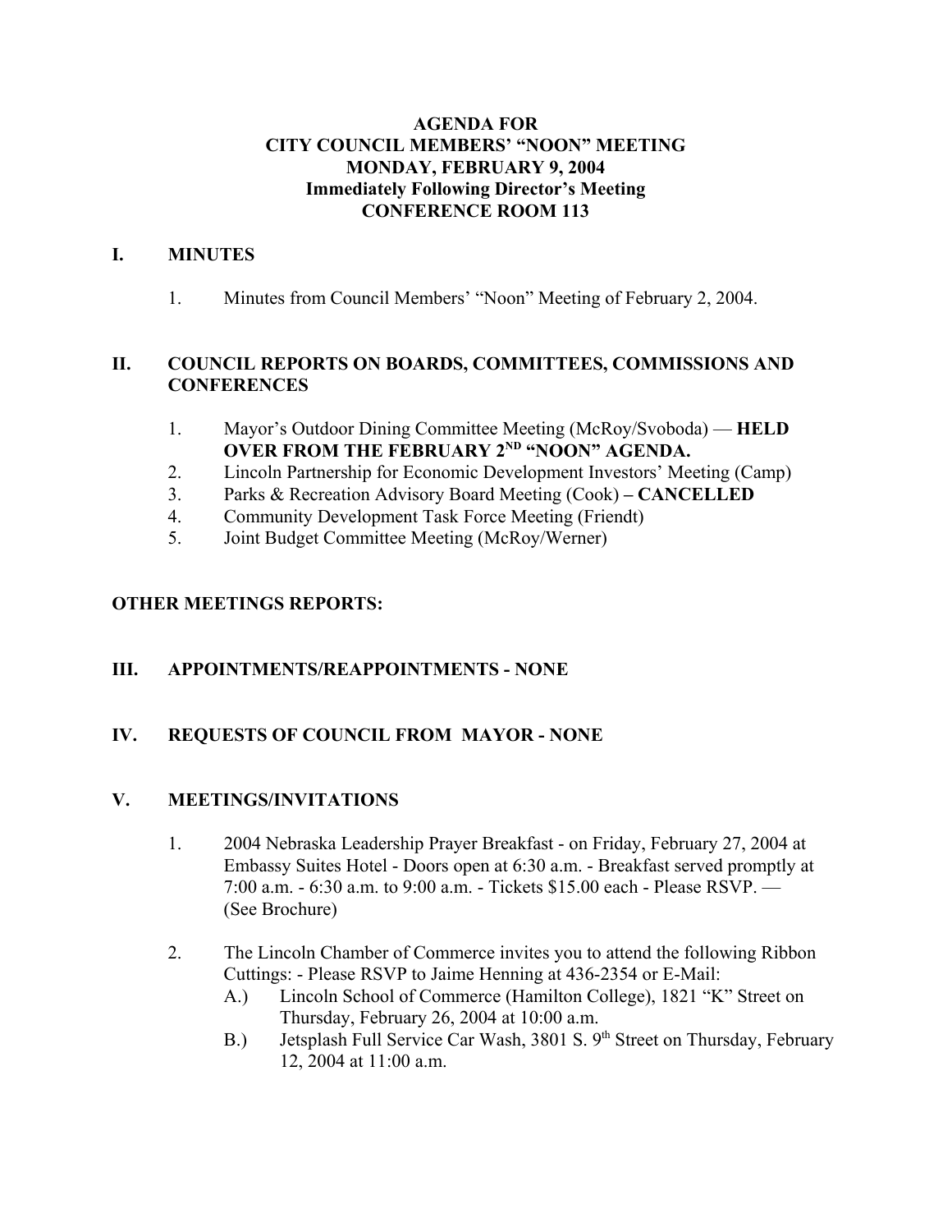**AGENDA FOR**
**CITY COUNCIL MEMBERS' "NOON" MEETING**
**MONDAY, FEBRUARY 9, 2004**
**Immediately Following Director's Meeting**
**CONFERENCE ROOM 113**

## I. MINUTES

1. Minutes from Council Members' "Noon" Meeting of February 2, 2004.

## II. COUNCIL REPORTS ON BOARDS, COMMITTEES, COMMISSIONS AND CONFERENCES

1. Mayor's Outdoor Dining Committee Meeting (McRoy/Svoboda) — **HELD OVER FROM THE FEBRUARY 2ND "NOON" AGENDA.**
2. Lincoln Partnership for Economic Development Investors' Meeting (Camp)
3. Parks & Recreation Advisory Board Meeting (Cook) **– CANCELLED**
4. Community Development Task Force Meeting (Friendt)
5. Joint Budget Committee Meeting (McRoy/Werner)

**OTHER MEETINGS REPORTS:**

## III. APPOINTMENTS/REAPPOINTMENTS - NONE

## IV. REQUESTS OF COUNCIL FROM MAYOR - NONE

## V. MEETINGS/INVITATIONS

1. 2004 Nebraska Leadership Prayer Breakfast - on Friday, February 27, 2004 at Embassy Suites Hotel - Doors open at 6:30 a.m. - Breakfast served promptly at 7:00 a.m. - 6:30 a.m. to 9:00 a.m. - Tickets $15.00 each - Please RSVP. — (See Brochure)

2. The Lincoln Chamber of Commerce invites you to attend the following Ribbon Cuttings: - Please RSVP to Jaime Henning at 436-2354 or E-Mail:
   - A.) Lincoln School of Commerce (Hamilton College), 1821 "K" Street on Thursday, February 26, 2004 at 10:00 a.m.
   - B.) Jetsplash Full Service Car Wash, 3801 S. 9th Street on Thursday, February 12, 2004 at 11:00 a.m.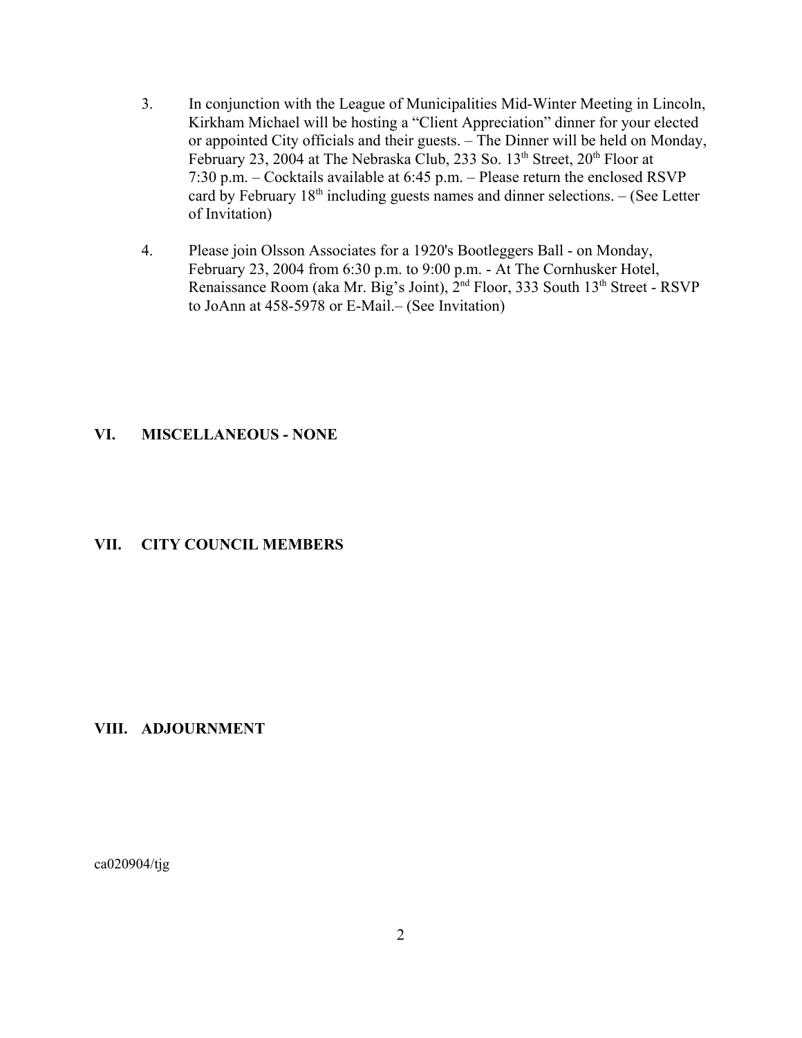3. In conjunction with the League of Municipalities Mid-Winter Meeting in Lincoln, Kirkham Michael will be hosting a "Client Appreciation" dinner for your elected or appointed City officials and their guests. – The Dinner will be held on Monday, February 23, 2004 at The Nebraska Club, 233 So. 13th Street, 20th Floor at 7:30 p.m. – Cocktails available at 6:45 p.m. – Please return the enclosed RSVP card by February 18th including guests names and dinner selections. – (See Letter of Invitation)

4. Please join Olsson Associates for a 1920's Bootleggers Ball - on Monday, February 23, 2004 from 6:30 p.m. to 9:00 p.m. - At The Cornhusker Hotel, Renaissance Room (aka Mr. Big's Joint), 2nd Floor, 333 South 13th Street - RSVP to JoAnn at 458-5978 or E-Mail.– (See Invitation)

## VI. MISCELLANEOUS - NONE

## VII. CITY COUNCIL MEMBERS

## VIII. ADJOURNMENT

ca020904/tjg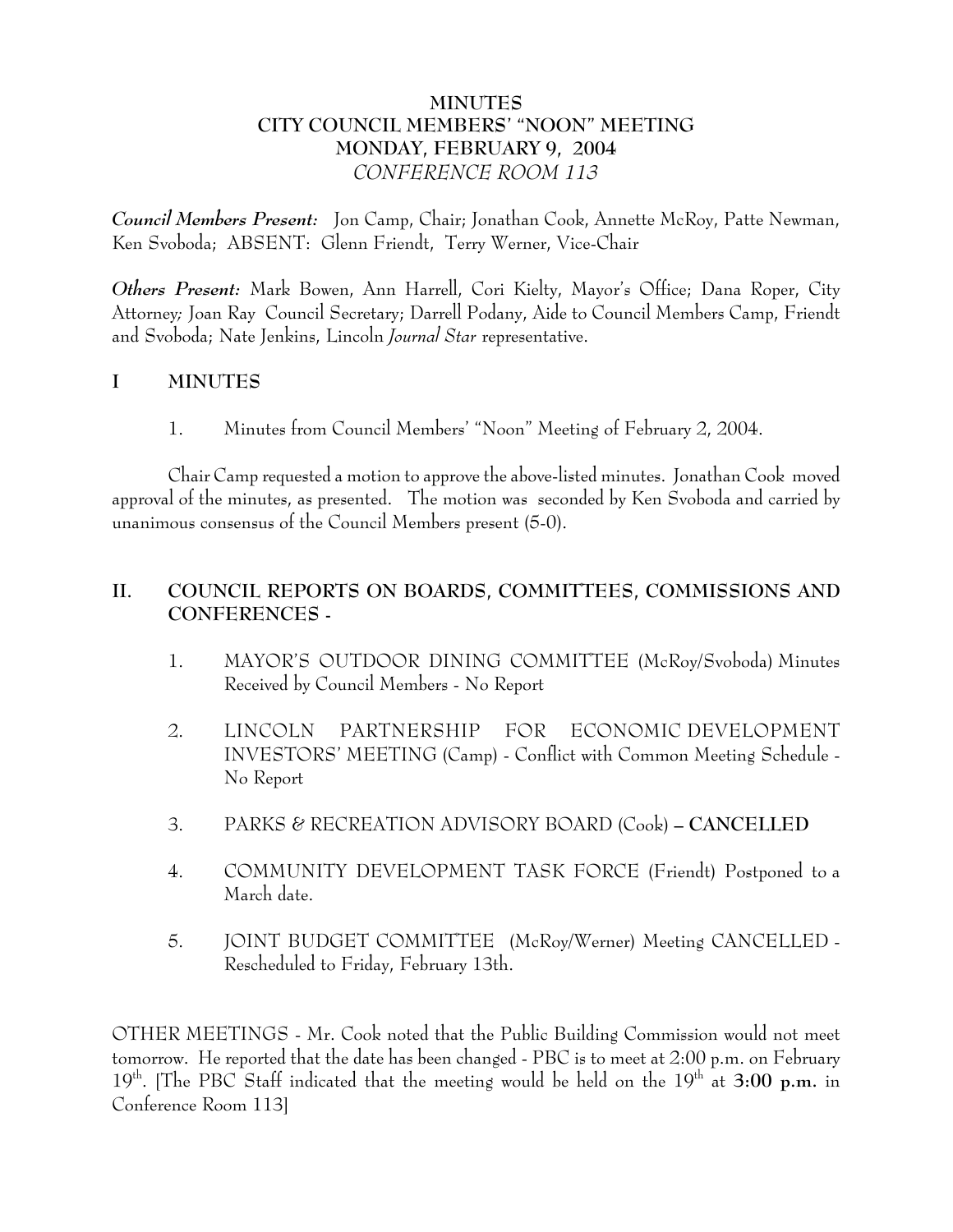# MINUTES
# CITY COUNCIL MEMBERS' "NOON" MEETING
# MONDAY, FEBRUARY 9, 2004
*CONFERENCE ROOM 113*

***Council Members Present:*** Jon Camp, Chair; Jonathan Cook, Annette McRoy, Patte Newman, Ken Svoboda; ABSENT: Glenn Friendt, Terry Werner, Vice-Chair

***Others Present:*** Mark Bowen, Ann Harrell, Cori Kielty, Mayor's Office; Dana Roper, City Attorney; Joan Ray Council Secretary; Darrell Podany, Aide to Council Members Camp, Friendt and Svoboda; Nate Jenkins, Lincoln *Journal Star* representative.

## I MINUTES

1. Minutes from Council Members' "Noon" Meeting of February 2, 2004.

Chair Camp requested a motion to approve the above-listed minutes. Jonathan Cook moved approval of the minutes, as presented. The motion was seconded by Ken Svoboda and carried by unanimous consensus of the Council Members present (5-0).

## II. COUNCIL REPORTS ON BOARDS, COMMITTEES, COMMISSIONS AND CONFERENCES -

1. MAYOR'S OUTDOOR DINING COMMITTEE (McRoy/Svoboda) Minutes Received by Council Members - No Report

2. LINCOLN PARTNERSHIP FOR ECONOMIC DEVELOPMENT INVESTORS' MEETING (Camp) - Conflict with Common Meeting Schedule - No Report

3. PARKS & RECREATION ADVISORY BOARD (Cook) – **CANCELLED**

4. COMMUNITY DEVELOPMENT TASK FORCE (Friendt) Postponed to a March date.

5. JOINT BUDGET COMMITTEE (McRoy/Werner) Meeting CANCELLED - Rescheduled to Friday, February 13th.

OTHER MEETINGS - Mr. Cook noted that the Public Building Commission would not meet tomorrow. He reported that the date has been changed - PBC is to meet at 2:00 p.m. on February 19th. [The PBC Staff indicated that the meeting would be held on the 19th at **3:00 p.m.** in Conference Room 113]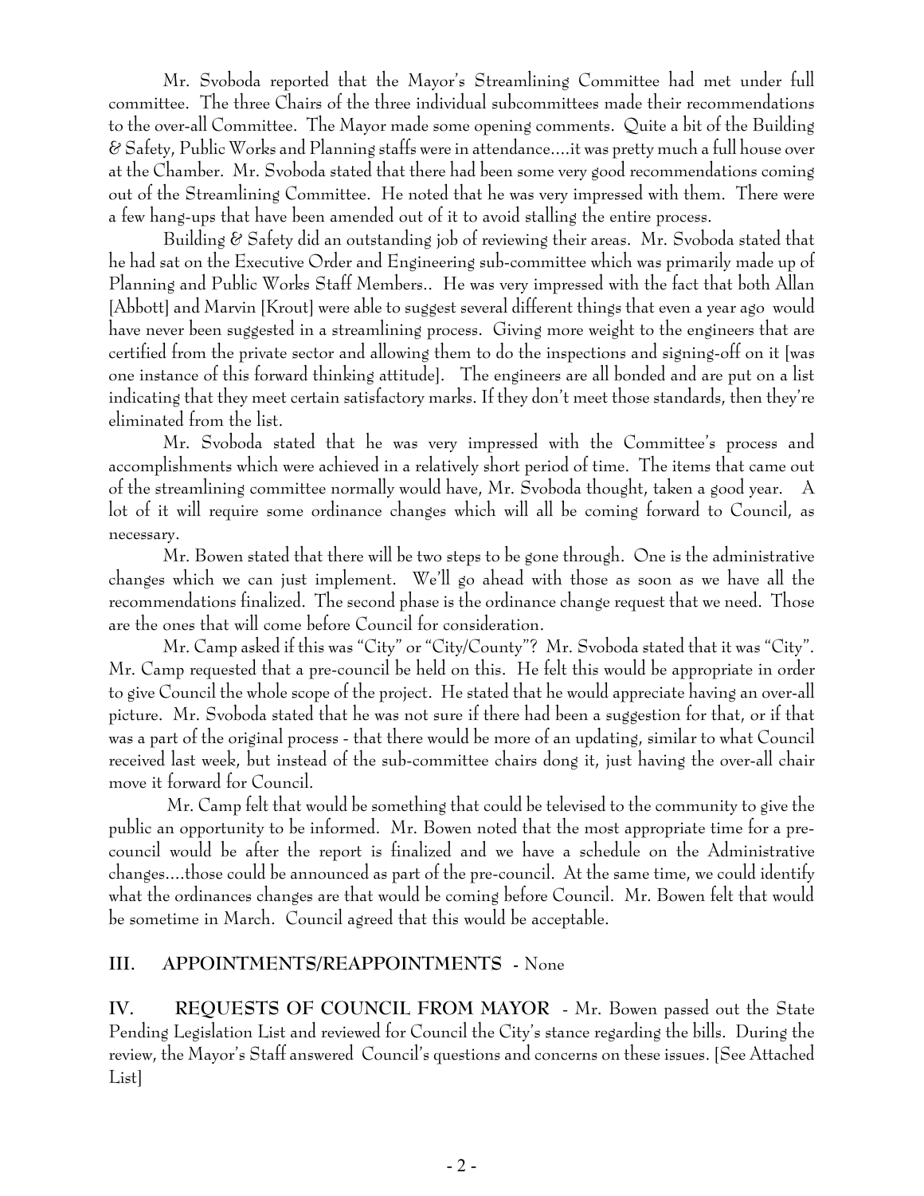Mr. Svoboda reported that the Mayor's Streamlining Committee had met under full committee. The three Chairs of the three individual subcommittees made their recommendations to the over-all Committee. The Mayor made some opening comments. Quite a bit of the Building & Safety, Public Works and Planning staffs were in attendance....it was pretty much a full house over at the Chamber. Mr. Svoboda stated that there had been some very good recommendations coming out of the Streamlining Committee. He noted that he was very impressed with them. There were a few hang-ups that have been amended out of it to avoid stalling the entire process.

Building & Safety did an outstanding job of reviewing their areas. Mr. Svoboda stated that he had sat on the Executive Order and Engineering sub-committee which was primarily made up of Planning and Public Works Staff Members.. He was very impressed with the fact that both Allan [Abbott] and Marvin [Krout] were able to suggest several different things that even a year ago would have never been suggested in a streamlining process. Giving more weight to the engineers that are certified from the private sector and allowing them to do the inspections and signing-off on it [was one instance of this forward thinking attitude]. The engineers are all bonded and are put on a list indicating that they meet certain satisfactory marks. If they don't meet those standards, then they're eliminated from the list.

Mr. Svoboda stated that he was very impressed with the Committee's process and accomplishments which were achieved in a relatively short period of time. The items that came out of the streamlining committee normally would have, Mr. Svoboda thought, taken a good year. A lot of it will require some ordinance changes which will all be coming forward to Council, as necessary.

Mr. Bowen stated that there will be two steps to be gone through. One is the administrative changes which we can just implement. We'll go ahead with those as soon as we have all the recommendations finalized. The second phase is the ordinance change request that we need. Those are the ones that will come before Council for consideration.

Mr. Camp asked if this was "City" or "City/County"? Mr. Svoboda stated that it was "City". Mr. Camp requested that a pre-council be held on this. He felt this would be appropriate in order to give Council the whole scope of the project. He stated that he would appreciate having an over-all picture. Mr. Svoboda stated that he was not sure if there had been a suggestion for that, or if that was a part of the original process - that there would be more of an updating, similar to what Council received last week, but instead of the sub-committee chairs dong it, just having the over-all chair move it forward for Council.

Mr. Camp felt that would be something that could be televised to the community to give the public an opportunity to be informed. Mr. Bowen noted that the most appropriate time for a pre-council would be after the report is finalized and we have a schedule on the Administrative changes....those could be announced as part of the pre-council. At the same time, we could identify what the ordinances changes are that would be coming before Council. Mr. Bowen felt that would be sometime in March. Council agreed that this would be acceptable.

## III. APPOINTMENTS/REAPPOINTMENTS - None

**IV. REQUESTS OF COUNCIL FROM MAYOR** - Mr. Bowen passed out the State Pending Legislation List and reviewed for Council the City's stance regarding the bills. During the review, the Mayor's Staff answered Council's questions and concerns on these issues. [See Attached List]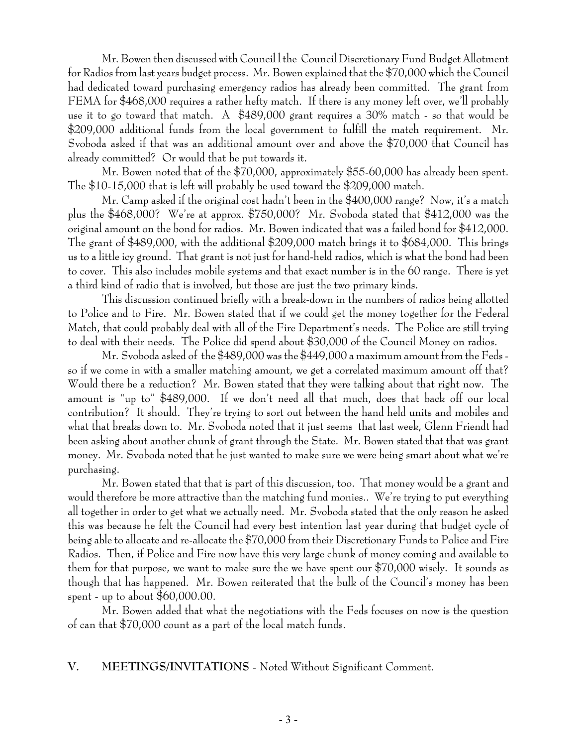Mr. Bowen then discussed with Council l the Council Discretionary Fund Budget Allotment for Radios from last years budget process. Mr. Bowen explained that the $70,000 which the Council had dedicated toward purchasing emergency radios has already been committed. The grant from FEMA for $468,000 requires a rather hefty match. If there is any money left over, we'll probably use it to go toward that match. A $489,000 grant requires a 30% match - so that would be $209,000 additional funds from the local government to fulfill the match requirement. Mr. Svoboda asked if that was an additional amount over and above the $70,000 that Council has already committed? Or would that be put towards it.

Mr. Bowen noted that of the $70,000, approximately $55-60,000 has already been spent. The $10-15,000 that is left will probably be used toward the $209,000 match.

Mr. Camp asked if the original cost hadn't been in the $400,000 range? Now, it's a match plus the $468,000? We're at approx. $750,000? Mr. Svoboda stated that $412,000 was the original amount on the bond for radios. Mr. Bowen indicated that was a failed bond for $412,000. The grant of $489,000, with the additional $209,000 match brings it to $684,000. This brings us to a little icy ground. That grant is not just for hand-held radios, which is what the bond had been to cover. This also includes mobile systems and that exact number is in the 60 range. There is yet a third kind of radio that is involved, but those are just the two primary kinds.

This discussion continued briefly with a break-down in the numbers of radios being allotted to Police and to Fire. Mr. Bowen stated that if we could get the money together for the Federal Match, that could probably deal with all of the Fire Department's needs. The Police are still trying to deal with their needs. The Police did spend about $30,000 of the Council Money on radios.

Mr. Svoboda asked of the $489,000 was the $449,000 a maximum amount from the Feds - so if we come in with a smaller matching amount, we get a correlated maximum amount off that? Would there be a reduction? Mr. Bowen stated that they were talking about that right now. The amount is "up to" $489,000. If we don't need all that much, does that back off our local contribution? It should. They're trying to sort out between the hand held units and mobiles and what that breaks down to. Mr. Svoboda noted that it just seems that last week, Glenn Friendt had been asking about another chunk of grant through the State. Mr. Bowen stated that that was grant money. Mr. Svoboda noted that he just wanted to make sure we were being smart about what we're purchasing.

Mr. Bowen stated that that is part of this discussion, too. That money would be a grant and would therefore be more attractive than the matching fund monies.. We're trying to put everything all together in order to get what we actually need. Mr. Svoboda stated that the only reason he asked this was because he felt the Council had every best intention last year during that budget cycle of being able to allocate and re-allocate the $70,000 from their Discretionary Funds to Police and Fire Radios. Then, if Police and Fire now have this very large chunk of money coming and available to them for that purpose, we want to make sure the we have spent our $70,000 wisely. It sounds as though that has happened. Mr. Bowen reiterated that the bulk of the Council's money has been spent - up to about $60,000.00.

Mr. Bowen added that what the negotiations with the Feds focuses on now is the question of can that $70,000 count as a part of the local match funds.

## V. MEETINGS/INVITATIONS - Noted Without Significant Comment.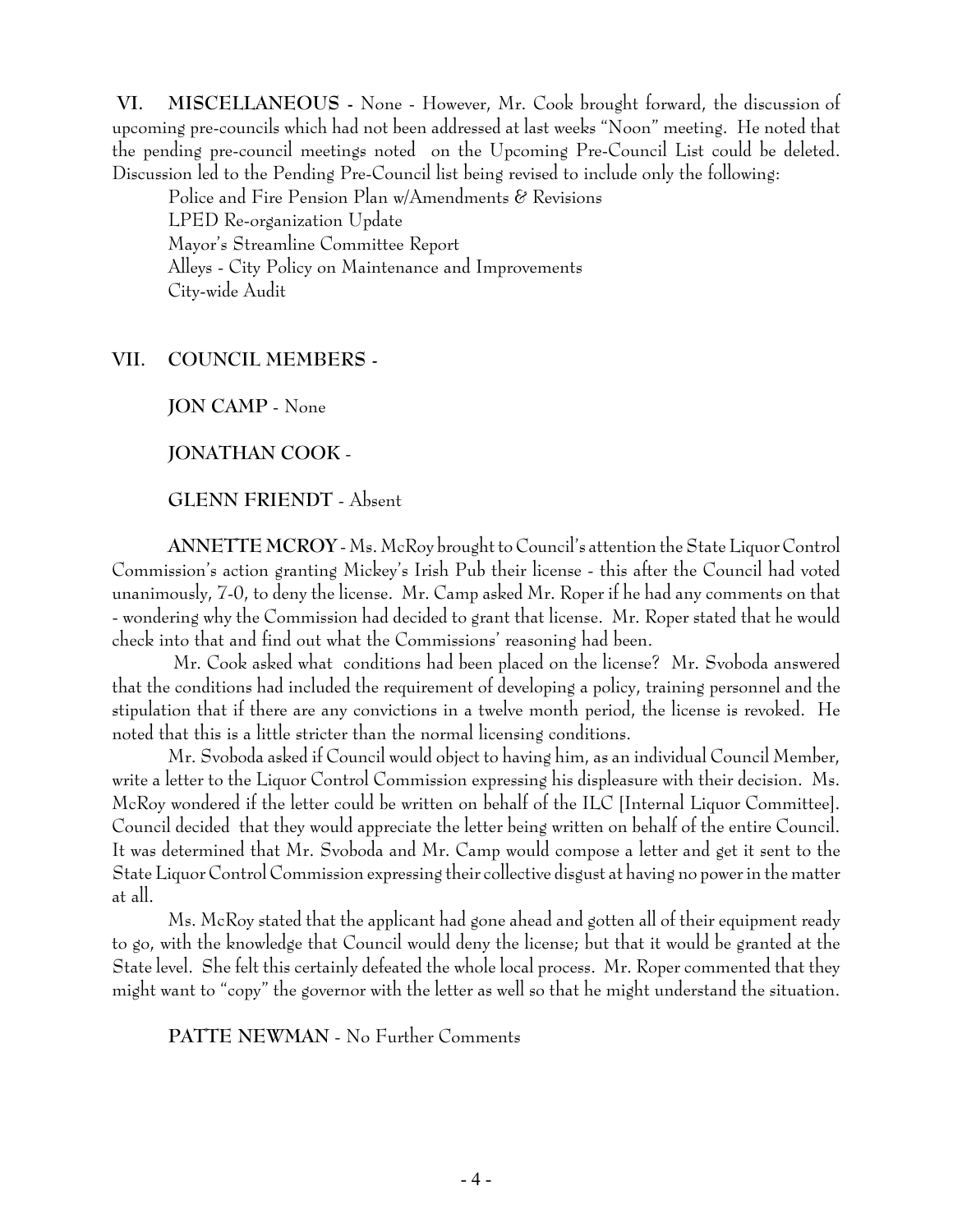**VI. MISCELLANEOUS -** None - However, Mr. Cook brought forward, the discussion of upcoming pre-councils which had not been addressed at last weeks "Noon" meeting. He noted that the pending pre-council meetings noted on the Upcoming Pre-Council List could be deleted. Discussion led to the Pending Pre-Council list being revised to include only the following:

Police and Fire Pension Plan w/Amendments & Revisions
LPED Re-organization Update
Mayor's Streamline Committee Report
Alleys - City Policy on Maintenance and Improvements
City-wide Audit

**VII. COUNCIL MEMBERS -**

**JON CAMP** - None

**JONATHAN COOK** -

**GLENN FRIENDT** - Absent

**ANNETTE MCROY** - Ms. McRoy brought to Council's attention the State Liquor Control Commission's action granting Mickey's Irish Pub their license - this after the Council had voted unanimously, 7-0, to deny the license. Mr. Camp asked Mr. Roper if he had any comments on that - wondering why the Commission had decided to grant that license. Mr. Roper stated that he would check into that and find out what the Commissions' reasoning had been.

Mr. Cook asked what conditions had been placed on the license? Mr. Svoboda answered that the conditions had included the requirement of developing a policy, training personnel and the stipulation that if there are any convictions in a twelve month period, the license is revoked. He noted that this is a little stricter than the normal licensing conditions.

Mr. Svoboda asked if Council would object to having him, as an individual Council Member, write a letter to the Liquor Control Commission expressing his displeasure with their decision. Ms. McRoy wondered if the letter could be written on behalf of the ILC [Internal Liquor Committee]. Council decided that they would appreciate the letter being written on behalf of the entire Council. It was determined that Mr. Svoboda and Mr. Camp would compose a letter and get it sent to the State Liquor Control Commission expressing their collective disgust at having no power in the matter at all.

Ms. McRoy stated that the applicant had gone ahead and gotten all of their equipment ready to go, with the knowledge that Council would deny the license; but that it would be granted at the State level. She felt this certainly defeated the whole local process. Mr. Roper commented that they might want to "copy" the governor with the letter as well so that he might understand the situation.

**PATTE NEWMAN** - No Further Comments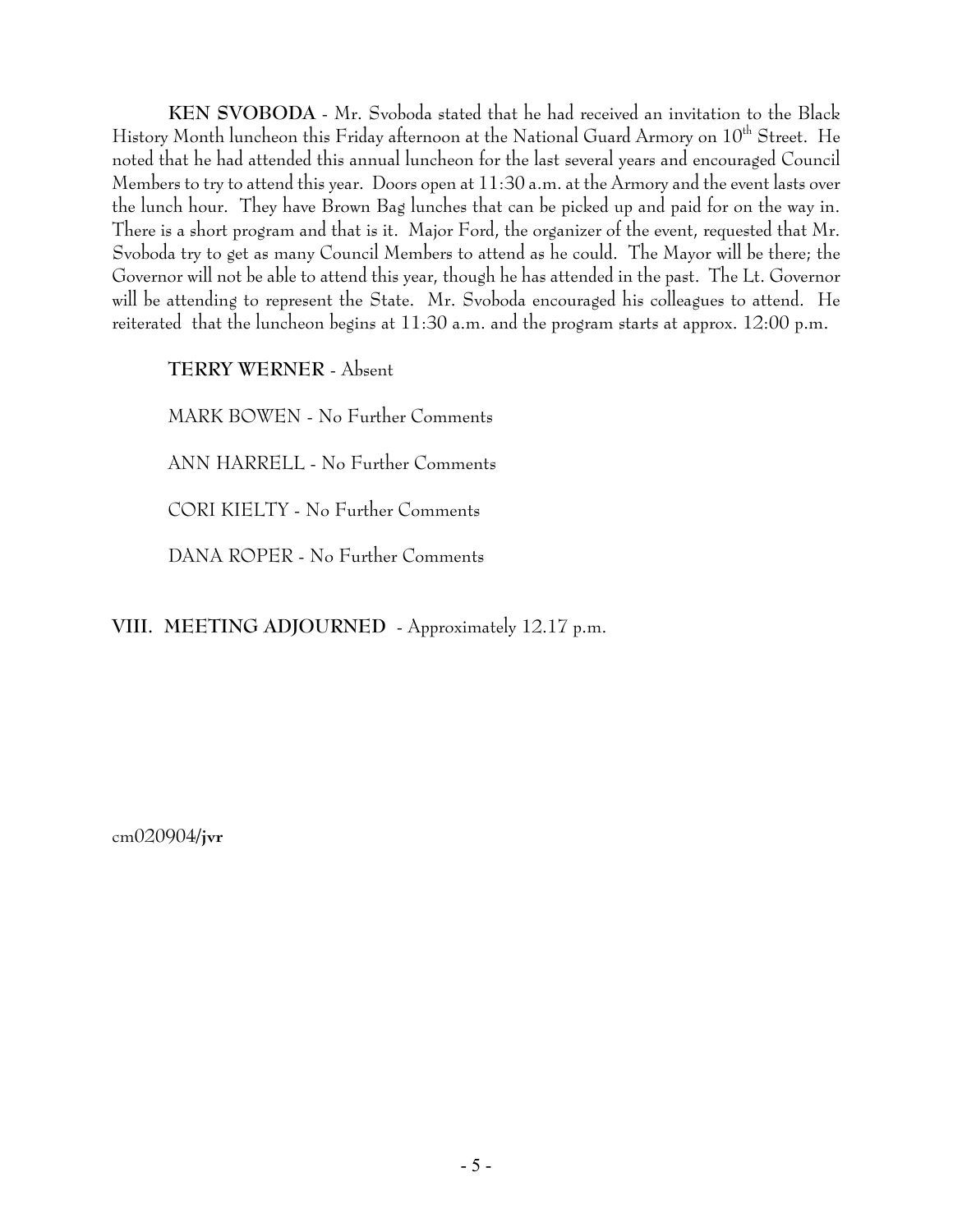**KEN SVOBODA** - Mr. Svoboda stated that he had received an invitation to the Black History Month luncheon this Friday afternoon at the National Guard Armory on 10th Street. He noted that he had attended this annual luncheon for the last several years and encouraged Council Members to try to attend this year. Doors open at 11:30 a.m. at the Armory and the event lasts over the lunch hour. They have Brown Bag lunches that can be picked up and paid for on the way in. There is a short program and that is it. Major Ford, the organizer of the event, requested that Mr. Svoboda try to get as many Council Members to attend as he could. The Mayor will be there; the Governor will not be able to attend this year, though he has attended in the past. The Lt. Governor will be attending to represent the State. Mr. Svoboda encouraged his colleagues to attend. He reiterated that the luncheon begins at 11:30 a.m. and the program starts at approx. 12:00 p.m.

**TERRY WERNER** - Absent

MARK BOWEN - No Further Comments

ANN HARRELL - No Further Comments

CORI KIELTY - No Further Comments

DANA ROPER - No Further Comments

**VIII. MEETING ADJOURNED** - Approximately 12.17 p.m.

cm020904/**jvr**